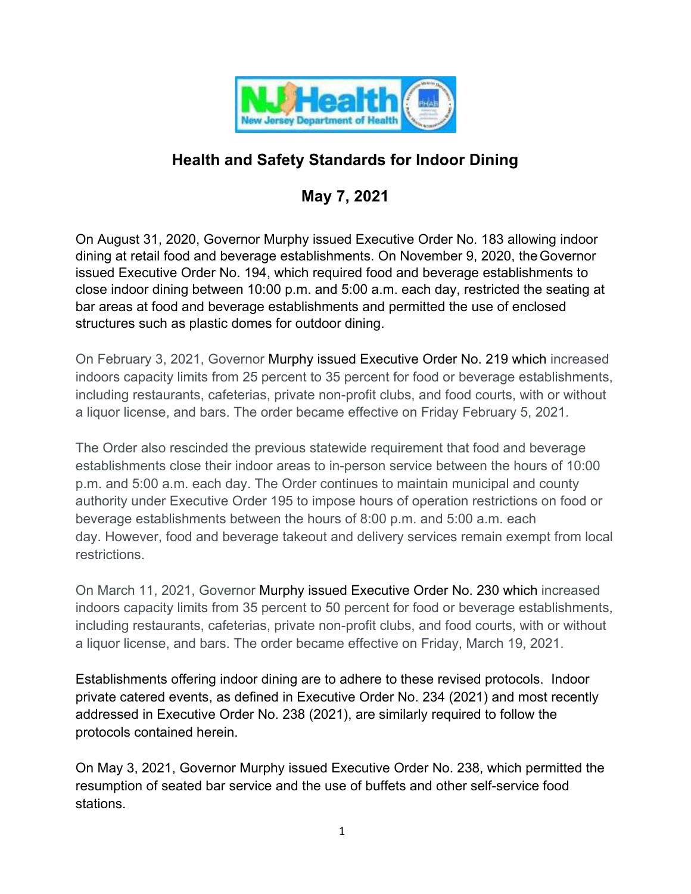# Health and Safety Standards for Indoor Dining

## May 7, 2021

On August 31, 2020, Governor Murphy issued Executive Order No. 183 allowing indoor dining at retail food and beverage establishments. On November 9, 2020, the Governor issued Executive Order No. 194, which required food and beverage establishments to close indoor dining between 10:00 p.m. and 5:00 a.m. each day, restricted the seating at bar areas at food and beverage establishments and permitted the use of enclosed structures such as plastic domes for outdoor dining.

On February 3, 2021, Governor Murphy issued Executive Order No. 219 which increased indoors capacity limits from 25 percent to 35 percent for food or beverage establishments, including restaurants, cafeterias, private non-profit clubs, and food courts, with or without a liquor license, and bars. The order became effective on Friday February 5, 2021.

The Order also rescinded the previous statewide requirement that food and beverage establishments close their indoor areas to in-person service between the hours of 10:00 p.m. and 5:00 a.m. each day. The Order continues to maintain municipal and county authority under Executive Order 195 to impose hours of operation restrictions on food or beverage establishments between the hours of 8:00 p.m. and 5:00 a.m. each day. However, food and beverage takeout and delivery services remain exempt from local restrictions.

On March 11, 2021, Governor Murphy issued Executive Order No. 230 which increased indoors capacity limits from 35 percent to 50 percent for food or beverage establishments, including restaurants, cafeterias, private non-profit clubs, and food courts, with or without a liquor license, and bars. The order became effective on Friday, March 19, 2021.

Establishments offering indoor dining are to adhere to these revised protocols. Indoor private catered events, as defined in Executive Order No. 234 (2021) and most recently addressed in Executive Order No. 238 (2021), are similarly required to follow the protocols contained herein.

On May 3, 2021, Governor Murphy issued Executive Order No. 238, which permitted the resumption of seated bar service and the use of buffets and other self-service food stations.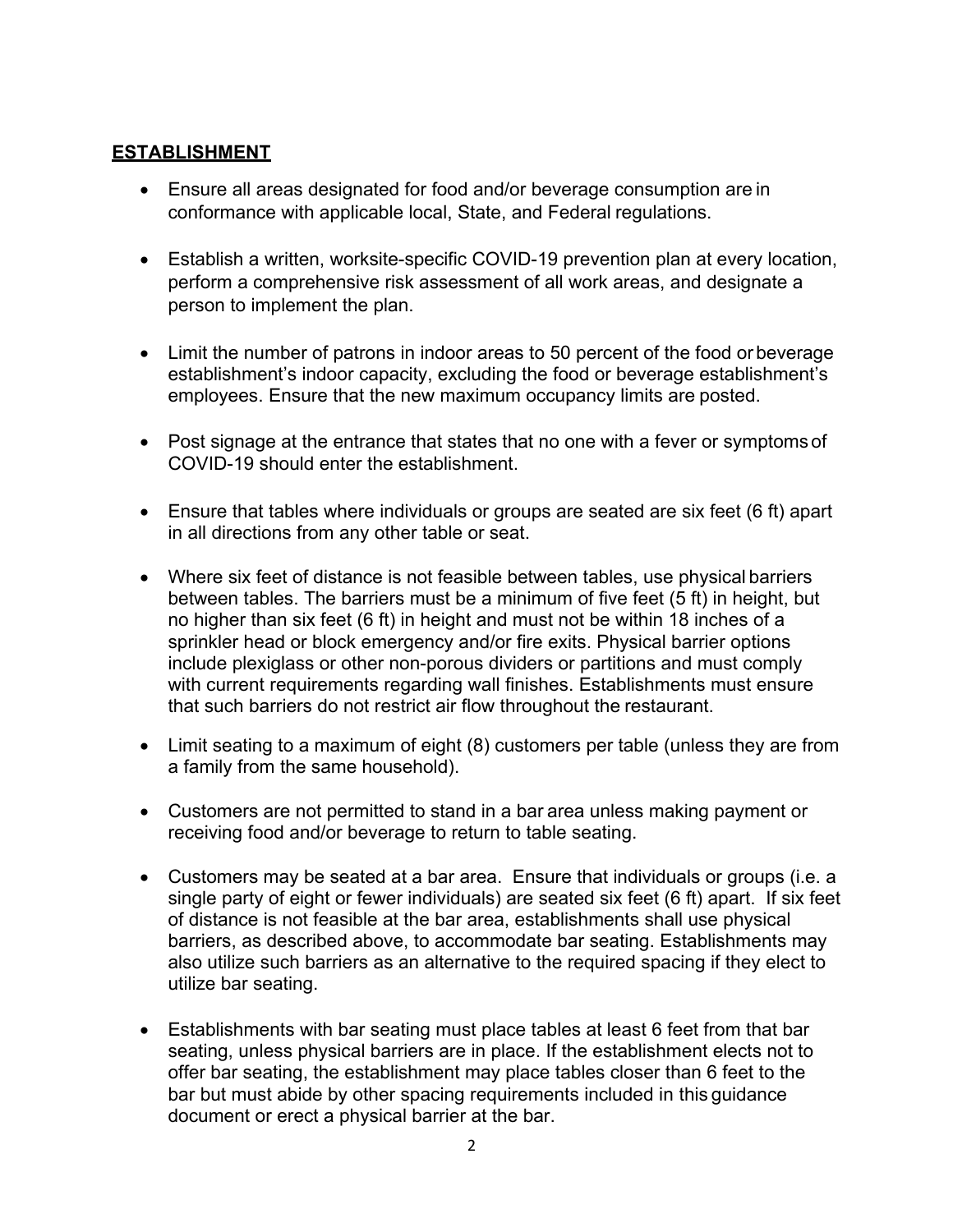## ESTABLISHMENT

- Ensure all areas designated for food and/or beverage consumption are in conformance with applicable local, State, and Federal regulations.

- Establish a written, worksite-specific COVID-19 prevention plan at every location, perform a comprehensive risk assessment of all work areas, and designate a person to implement the plan.

- Limit the number of patrons in indoor areas to 50 percent of the food or beverage establishment's indoor capacity, excluding the food or beverage establishment's employees. Ensure that the new maximum occupancy limits are posted.

- Post signage at the entrance that states that no one with a fever or symptoms of COVID-19 should enter the establishment.

- Ensure that tables where individuals or groups are seated are six feet (6 ft) apart in all directions from any other table or seat.

- Where six feet of distance is not feasible between tables, use physical barriers between tables. The barriers must be a minimum of five feet (5 ft) in height, but no higher than six feet (6 ft) in height and must not be within 18 inches of a sprinkler head or block emergency and/or fire exits. Physical barrier options include plexiglass or other non-porous dividers or partitions and must comply with current requirements regarding wall finishes. Establishments must ensure that such barriers do not restrict air flow throughout the restaurant.

- Limit seating to a maximum of eight (8) customers per table (unless they are from a family from the same household).

- Customers are not permitted to stand in a bar area unless making payment or receiving food and/or beverage to return to table seating.

- Customers may be seated at a bar area. Ensure that individuals or groups (i.e. a single party of eight or fewer individuals) are seated six feet (6 ft) apart. If six feet of distance is not feasible at the bar area, establishments shall use physical barriers, as described above, to accommodate bar seating. Establishments may also utilize such barriers as an alternative to the required spacing if they elect to utilize bar seating.

- Establishments with bar seating must place tables at least 6 feet from that bar seating, unless physical barriers are in place. If the establishment elects not to offer bar seating, the establishment may place tables closer than 6 feet to the bar but must abide by other spacing requirements included in this guidance document or erect a physical barrier at the bar.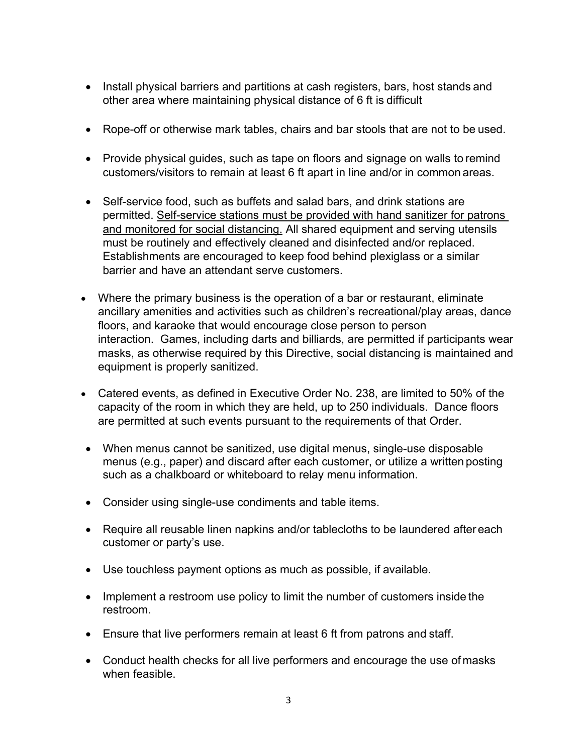- Install physical barriers and partitions at cash registers, bars, host stands and other area where maintaining physical distance of 6 ft is difficult
- Rope-off or otherwise mark tables, chairs and bar stools that are not to be used.
- Provide physical guides, such as tape on floors and signage on walls to remind customers/visitors to remain at least 6 ft apart in line and/or in common areas.
- Self-service food, such as buffets and salad bars, and drink stations are permitted. <u>Self-service stations must be provided with hand sanitizer for patrons and monitored for social distancing.</u> All shared equipment and serving utensils must be routinely and effectively cleaned and disinfected and/or replaced. Establishments are encouraged to keep food behind plexiglass or a similar barrier and have an attendant serve customers.
- Where the primary business is the operation of a bar or restaurant, eliminate ancillary amenities and activities such as children's recreational/play areas, dance floors, and karaoke that would encourage close person to person interaction. Games, including darts and billiards, are permitted if participants wear masks, as otherwise required by this Directive, social distancing is maintained and equipment is properly sanitized.
- Catered events, as defined in Executive Order No. 238, are limited to 50% of the capacity of the room in which they are held, up to 250 individuals. Dance floors are permitted at such events pursuant to the requirements of that Order.
- When menus cannot be sanitized, use digital menus, single-use disposable menus (e.g., paper) and discard after each customer, or utilize a written posting such as a chalkboard or whiteboard to relay menu information.
- Consider using single-use condiments and table items.
- Require all reusable linen napkins and/or tablecloths to be laundered after each customer or party's use.
- Use touchless payment options as much as possible, if available.
- Implement a restroom use policy to limit the number of customers inside the restroom.
- Ensure that live performers remain at least 6 ft from patrons and staff.
- Conduct health checks for all live performers and encourage the use of masks when feasible.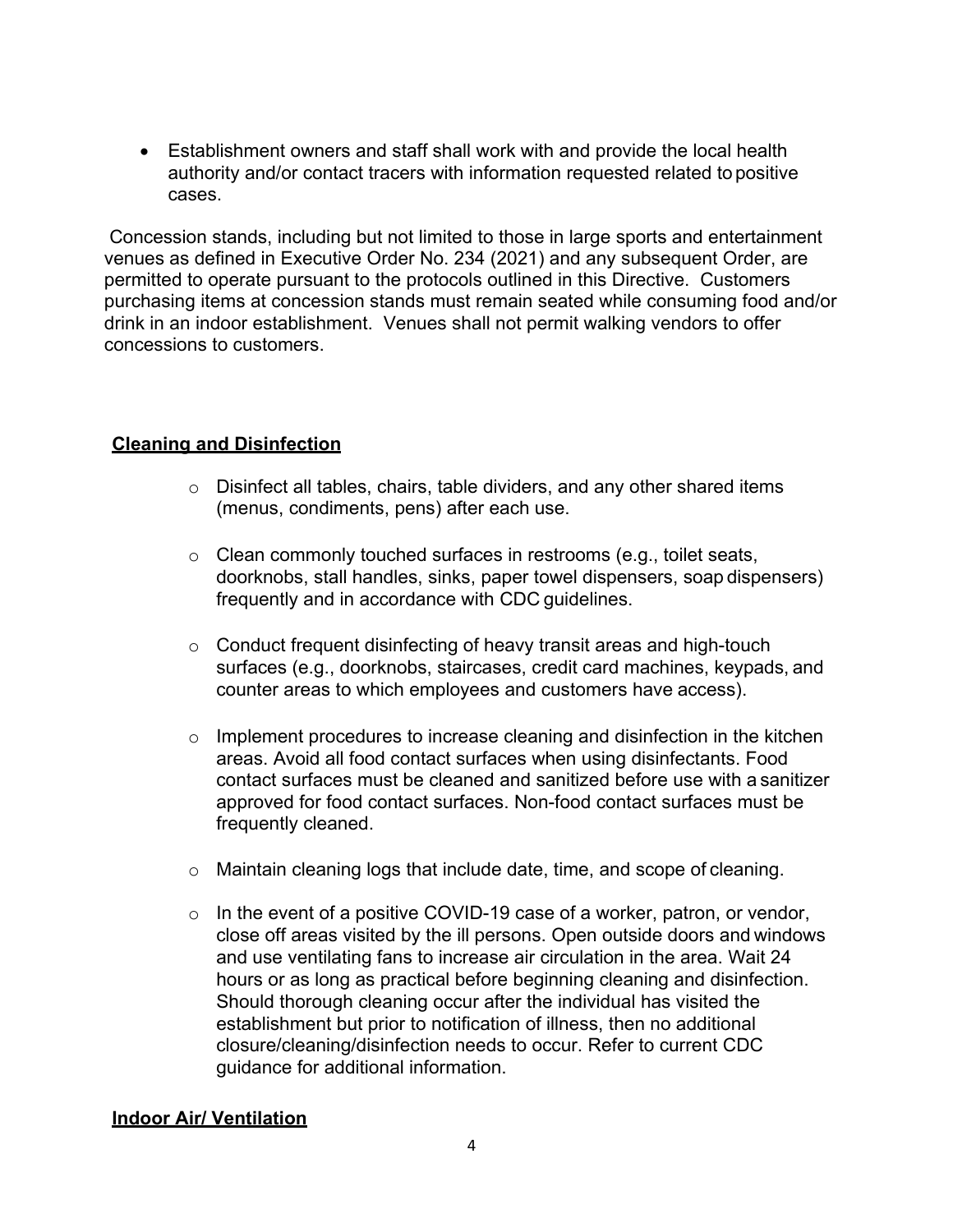- Establishment owners and staff shall work with and provide the local health authority and/or contact tracers with information requested related to positive cases.

Concession stands, including but not limited to those in large sports and entertainment venues as defined in Executive Order No. 234 (2021) and any subsequent Order, are permitted to operate pursuant to the protocols outlined in this Directive. Customers purchasing items at concession stands must remain seated while consuming food and/or drink in an indoor establishment. Venues shall not permit walking vendors to offer concessions to customers.

## Cleaning and Disinfection

- Disinfect all tables, chairs, table dividers, and any other shared items (menus, condiments, pens) after each use.
- Clean commonly touched surfaces in restrooms (e.g., toilet seats, doorknobs, stall handles, sinks, paper towel dispensers, soap dispensers) frequently and in accordance with CDC guidelines.
- Conduct frequent disinfecting of heavy transit areas and high-touch surfaces (e.g., doorknobs, staircases, credit card machines, keypads, and counter areas to which employees and customers have access).
- Implement procedures to increase cleaning and disinfection in the kitchen areas. Avoid all food contact surfaces when using disinfectants. Food contact surfaces must be cleaned and sanitized before use with a sanitizer approved for food contact surfaces. Non-food contact surfaces must be frequently cleaned.
- Maintain cleaning logs that include date, time, and scope of cleaning.
- In the event of a positive COVID-19 case of a worker, patron, or vendor, close off areas visited by the ill persons. Open outside doors and windows and use ventilating fans to increase air circulation in the area. Wait 24 hours or as long as practical before beginning cleaning and disinfection. Should thorough cleaning occur after the individual has visited the establishment but prior to notification of illness, then no additional closure/cleaning/disinfection needs to occur. Refer to current CDC guidance for additional information.

## Indoor Air/ Ventilation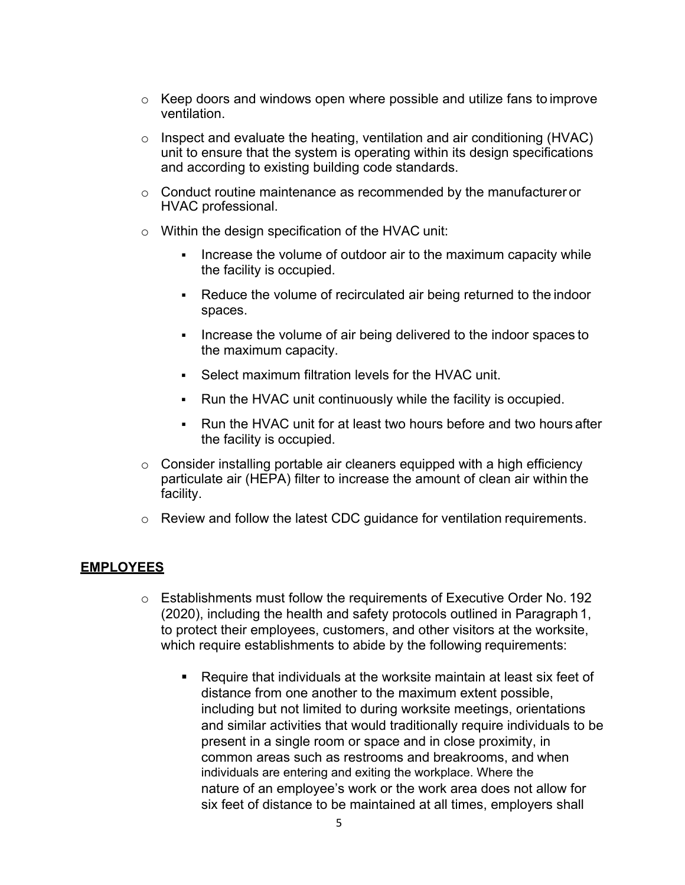- Keep doors and windows open where possible and utilize fans to improve ventilation.
- Inspect and evaluate the heating, ventilation and air conditioning (HVAC) unit to ensure that the system is operating within its design specifications and according to existing building code standards.
- Conduct routine maintenance as recommended by the manufacturer or HVAC professional.
- Within the design specification of the HVAC unit:
  - Increase the volume of outdoor air to the maximum capacity while the facility is occupied.
  - Reduce the volume of recirculated air being returned to the indoor spaces.
  - Increase the volume of air being delivered to the indoor spaces to the maximum capacity.
  - Select maximum filtration levels for the HVAC unit.
  - Run the HVAC unit continuously while the facility is occupied.
  - Run the HVAC unit for at least two hours before and two hours after the facility is occupied.
- Consider installing portable air cleaners equipped with a high efficiency particulate air (HEPA) filter to increase the amount of clean air within the facility.
- Review and follow the latest CDC guidance for ventilation requirements.

## EMPLOYEES

- Establishments must follow the requirements of Executive Order No. 192 (2020), including the health and safety protocols outlined in Paragraph 1, to protect their employees, customers, and other visitors at the worksite, which require establishments to abide by the following requirements:
  - Require that individuals at the worksite maintain at least six feet of distance from one another to the maximum extent possible, including but not limited to during worksite meetings, orientations and similar activities that would traditionally require individuals to be present in a single room or space and in close proximity, in common areas such as restrooms and breakrooms, and when individuals are entering and exiting the workplace. Where the nature of an employee's work or the work area does not allow for six feet of distance to be maintained at all times, employers shall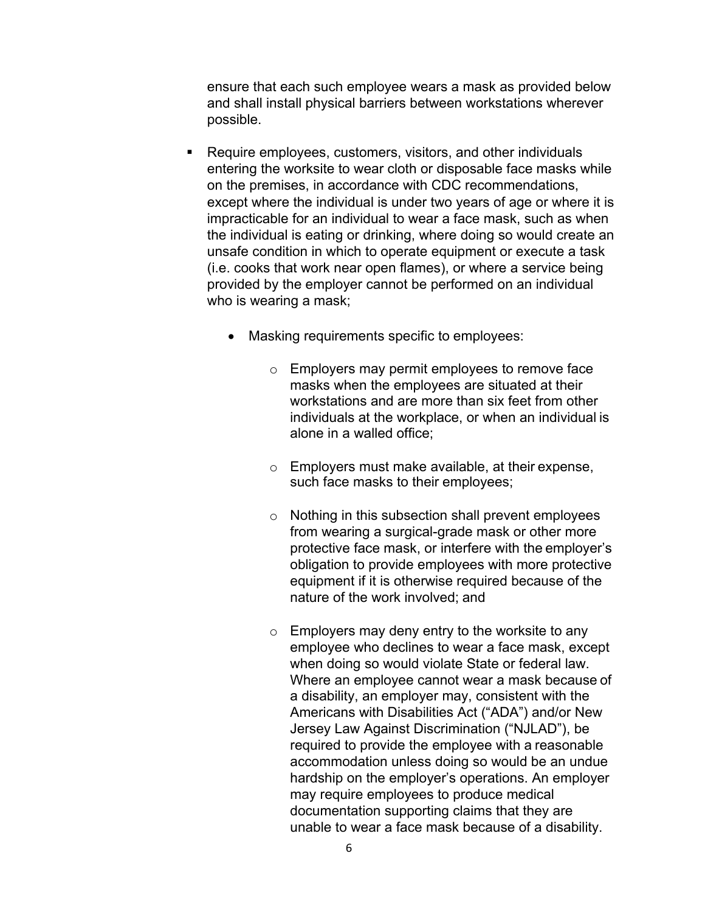ensure that each such employee wears a mask as provided below and shall install physical barriers between workstations wherever possible.

- Require employees, customers, visitors, and other individuals entering the worksite to wear cloth or disposable face masks while on the premises, in accordance with CDC recommendations, except where the individual is under two years of age or where it is impracticable for an individual to wear a face mask, such as when the individual is eating or drinking, where doing so would create an unsafe condition in which to operate equipment or execute a task (i.e. cooks that work near open flames), or where a service being provided by the employer cannot be performed on an individual who is wearing a mask;

  - Masking requirements specific to employees:

    - Employers may permit employees to remove face masks when the employees are situated at their workstations and are more than six feet from other individuals at the workplace, or when an individual is alone in a walled office;

    - Employers must make available, at their expense, such face masks to their employees;

    - Nothing in this subsection shall prevent employees from wearing a surgical-grade mask or other more protective face mask, or interfere with the employer's obligation to provide employees with more protective equipment if it is otherwise required because of the nature of the work involved; and

    - Employers may deny entry to the worksite to any employee who declines to wear a face mask, except when doing so would violate State or federal law. Where an employee cannot wear a mask because of a disability, an employer may, consistent with the Americans with Disabilities Act ("ADA") and/or New Jersey Law Against Discrimination ("NJLAD"), be required to provide the employee with a reasonable accommodation unless doing so would be an undue hardship on the employer's operations. An employer may require employees to produce medical documentation supporting claims that they are unable to wear a face mask because of a disability.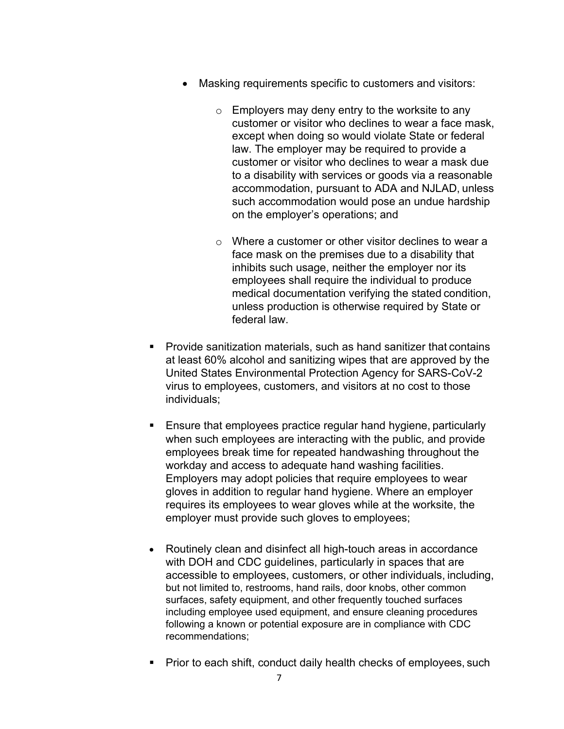- Masking requirements specific to customers and visitors:

    - Employers may deny entry to the worksite to any customer or visitor who declines to wear a face mask, except when doing so would violate State or federal law. The employer may be required to provide a customer or visitor who declines to wear a mask due to a disability with services or goods via a reasonable accommodation, pursuant to ADA and NJLAD, unless such accommodation would pose an undue hardship on the employer's operations; and

    - Where a customer or other visitor declines to wear a face mask on the premises due to a disability that inhibits such usage, neither the employer nor its employees shall require the individual to produce medical documentation verifying the stated condition, unless production is otherwise required by State or federal law.

- Provide sanitization materials, such as hand sanitizer that contains at least 60% alcohol and sanitizing wipes that are approved by the United States Environmental Protection Agency for SARS-CoV-2 virus to employees, customers, and visitors at no cost to those individuals;

- Ensure that employees practice regular hand hygiene, particularly when such employees are interacting with the public, and provide employees break time for repeated handwashing throughout the workday and access to adequate hand washing facilities. Employers may adopt policies that require employees to wear gloves in addition to regular hand hygiene. Where an employer requires its employees to wear gloves while at the worksite, the employer must provide such gloves to employees;

- Routinely clean and disinfect all high-touch areas in accordance with DOH and CDC guidelines, particularly in spaces that are accessible to employees, customers, or other individuals, including, but not limited to, restrooms, hand rails, door knobs, other common surfaces, safety equipment, and other frequently touched surfaces including employee used equipment, and ensure cleaning procedures following a known or potential exposure are in compliance with CDC recommendations;

- Prior to each shift, conduct daily health checks of employees, such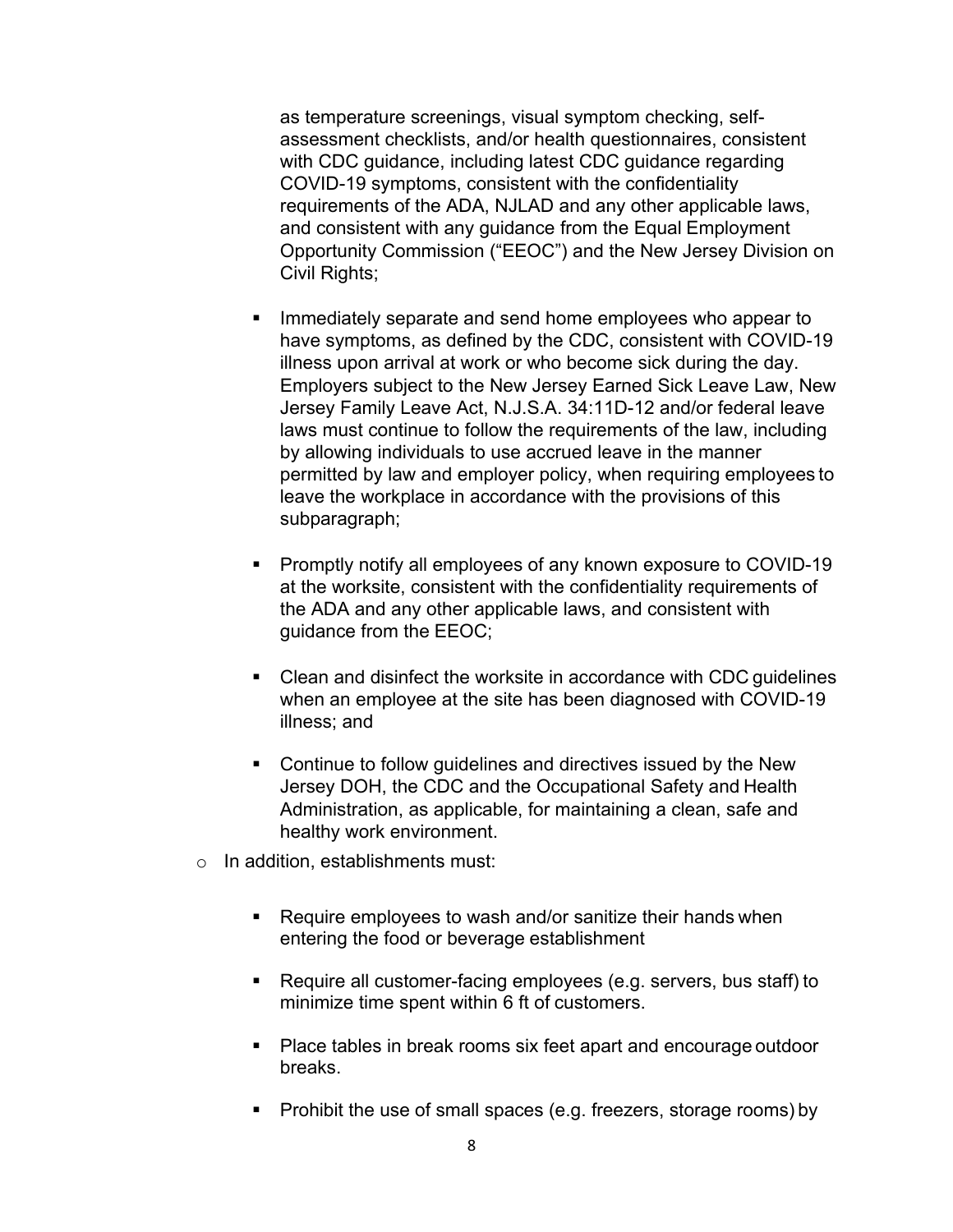as temperature screenings, visual symptom checking, self-assessment checklists, and/or health questionnaires, consistent with CDC guidance, including latest CDC guidance regarding COVID-19 symptoms, consistent with the confidentiality requirements of the ADA, NJLAD and any other applicable laws, and consistent with any guidance from the Equal Employment Opportunity Commission ("EEOC") and the New Jersey Division on Civil Rights;

- Immediately separate and send home employees who appear to have symptoms, as defined by the CDC, consistent with COVID-19 illness upon arrival at work or who become sick during the day. Employers subject to the New Jersey Earned Sick Leave Law, New Jersey Family Leave Act, N.J.S.A. 34:11D-12 and/or federal leave laws must continue to follow the requirements of the law, including by allowing individuals to use accrued leave in the manner permitted by law and employer policy, when requiring employees to leave the workplace in accordance with the provisions of this subparagraph;

- Promptly notify all employees of any known exposure to COVID-19 at the worksite, consistent with the confidentiality requirements of the ADA and any other applicable laws, and consistent with guidance from the EEOC;

- Clean and disinfect the worksite in accordance with CDC guidelines when an employee at the site has been diagnosed with COVID-19 illness; and

- Continue to follow guidelines and directives issued by the New Jersey DOH, the CDC and the Occupational Safety and Health Administration, as applicable, for maintaining a clean, safe and healthy work environment.

- In addition, establishments must:

  - Require employees to wash and/or sanitize their hands when entering the food or beverage establishment

  - Require all customer-facing employees (e.g. servers, bus staff) to minimize time spent within 6 ft of customers.

  - Place tables in break rooms six feet apart and encourage outdoor breaks.

  - Prohibit the use of small spaces (e.g. freezers, storage rooms) by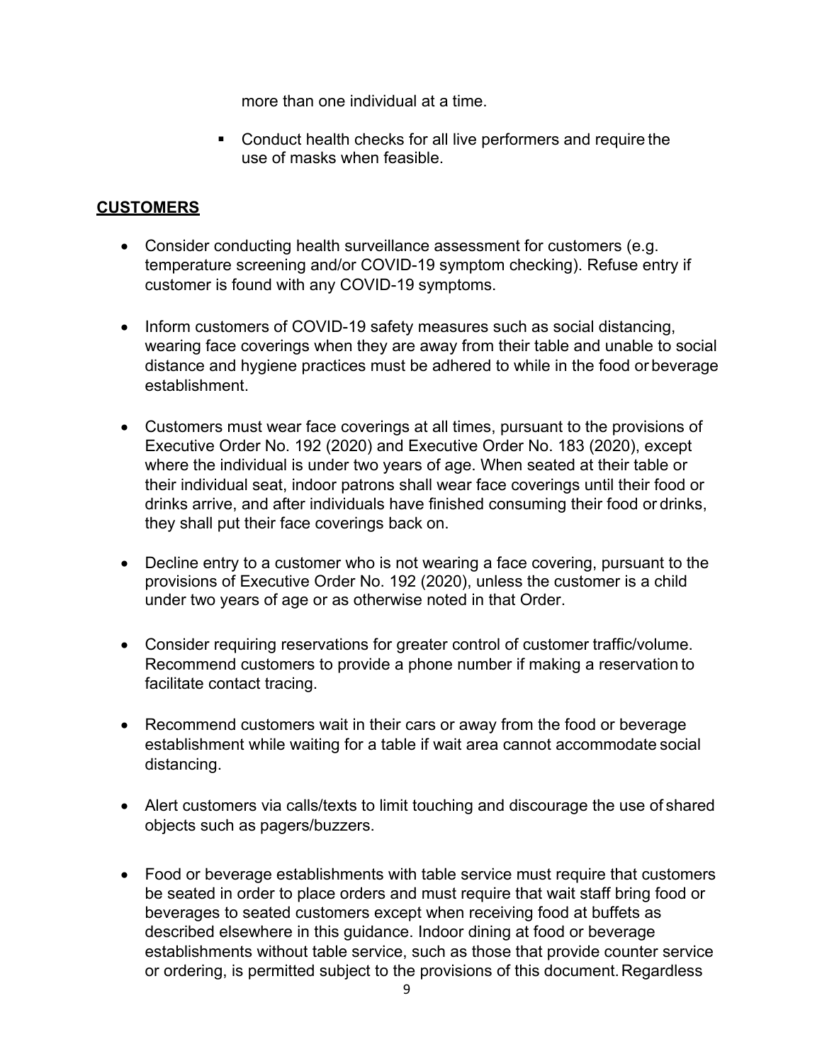more than one individual at a time.

  - Conduct health checks for all live performers and require the use of masks when feasible.

**CUSTOMERS**

- Consider conducting health surveillance assessment for customers (e.g. temperature screening and/or COVID-19 symptom checking). Refuse entry if customer is found with any COVID-19 symptoms.

- Inform customers of COVID-19 safety measures such as social distancing, wearing face coverings when they are away from their table and unable to social distance and hygiene practices must be adhered to while in the food or beverage establishment.

- Customers must wear face coverings at all times, pursuant to the provisions of Executive Order No. 192 (2020) and Executive Order No. 183 (2020), except where the individual is under two years of age. When seated at their table or their individual seat, indoor patrons shall wear face coverings until their food or drinks arrive, and after individuals have finished consuming their food or drinks, they shall put their face coverings back on.

- Decline entry to a customer who is not wearing a face covering, pursuant to the provisions of Executive Order No. 192 (2020), unless the customer is a child under two years of age or as otherwise noted in that Order.

- Consider requiring reservations for greater control of customer traffic/volume. Recommend customers to provide a phone number if making a reservation to facilitate contact tracing.

- Recommend customers wait in their cars or away from the food or beverage establishment while waiting for a table if wait area cannot accommodate social distancing.

- Alert customers via calls/texts to limit touching and discourage the use of shared objects such as pagers/buzzers.

- Food or beverage establishments with table service must require that customers be seated in order to place orders and must require that wait staff bring food or beverages to seated customers except when receiving food at buffets as described elsewhere in this guidance. Indoor dining at food or beverage establishments without table service, such as those that provide counter service or ordering, is permitted subject to the provisions of this document. Regardless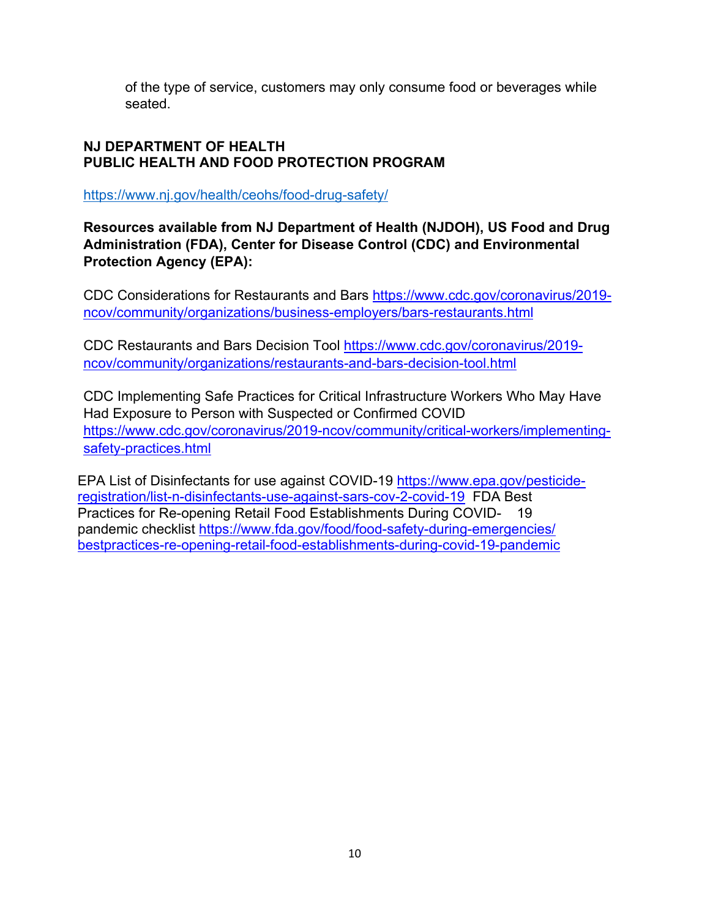of the type of service, customers may only consume food or beverages while seated.

**NJ DEPARTMENT OF HEALTH**
**PUBLIC HEALTH AND FOOD PROTECTION PROGRAM**

https://www.nj.gov/health/ceohs/food-drug-safety/

**Resources available from NJ Department of Health (NJDOH), US Food and Drug Administration (FDA), Center for Disease Control (CDC) and Environmental Protection Agency (EPA):**

CDC Considerations for Restaurants and Bars https://www.cdc.gov/coronavirus/2019-ncov/community/organizations/business-employers/bars-restaurants.html

CDC Restaurants and Bars Decision Tool https://www.cdc.gov/coronavirus/2019-ncov/community/organizations/restaurants-and-bars-decision-tool.html

CDC Implementing Safe Practices for Critical Infrastructure Workers Who May Have Had Exposure to Person with Suspected or Confirmed COVID https://www.cdc.gov/coronavirus/2019-ncov/community/critical-workers/implementing-safety-practices.html

EPA List of Disinfectants for use against COVID-19 https://www.epa.gov/pesticide-registration/list-n-disinfectants-use-against-sars-cov-2-covid-19 FDA Best Practices for Re-opening Retail Food Establishments During COVID- 19 pandemic checklist https://www.fda.gov/food/food-safety-during-emergencies/bestpractices-re-opening-retail-food-establishments-during-covid-19-pandemic